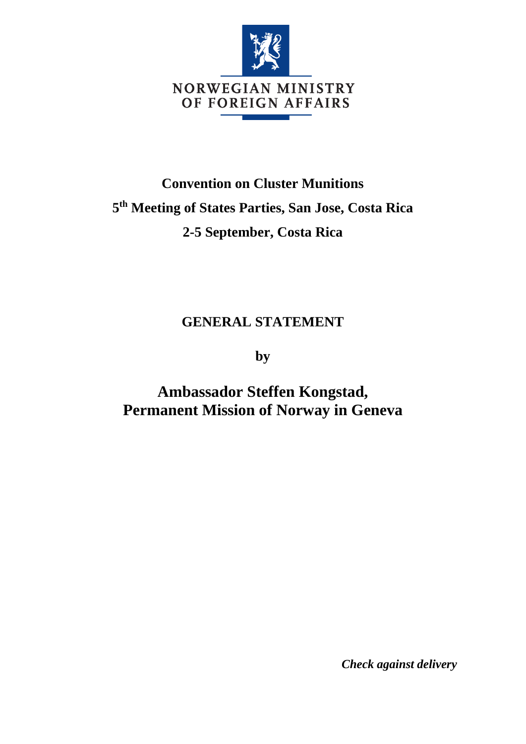NORWEGIAN MINISTRY
OF FOREIGN AFFAIRS

**Convention on Cluster Munitions**

**5th Meeting of States Parties, San Jose, Costa Rica**

**2-5 September, Costa Rica**

**GENERAL STATEMENT**

**by**

**Ambassador Steffen Kongstad,**
**Permanent Mission of Norway in Geneva**

***Check against delivery***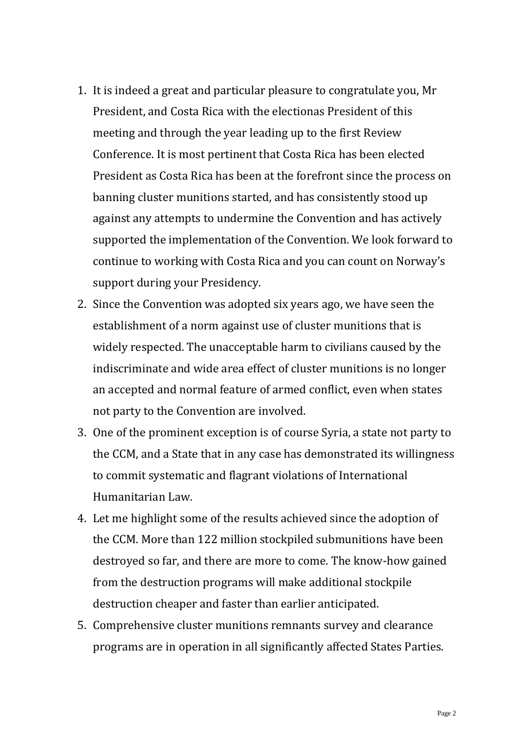1. It is indeed a great and particular pleasure to congratulate you, Mr President, and Costa Rica with the electionas President of this meeting and through the year leading up to the first Review Conference. It is most pertinent that Costa Rica has been elected President as Costa Rica has been at the forefront since the process on banning cluster munitions started, and has consistently stood up against any attempts to undermine the Convention and has actively supported the implementation of the Convention. We look forward to continue to working with Costa Rica and you can count on Norway's support during your Presidency.
2. Since the Convention was adopted six years ago, we have seen the establishment of a norm against use of cluster munitions that is widely respected. The unacceptable harm to civilians caused by the indiscriminate and wide area effect of cluster munitions is no longer an accepted and normal feature of armed conflict, even when states not party to the Convention are involved.
3. One of the prominent exception is of course Syria, a state not party to the CCM, and a State that in any case has demonstrated its willingness to commit systematic and flagrant violations of International Humanitarian Law.
4. Let me highlight some of the results achieved since the adoption of the CCM. More than 122 million stockpiled submunitions have been destroyed so far, and there are more to come. The know-how gained from the destruction programs will make additional stockpile destruction cheaper and faster than earlier anticipated.
5. Comprehensive cluster munitions remnants survey and clearance programs are in operation in all significantly affected States Parties.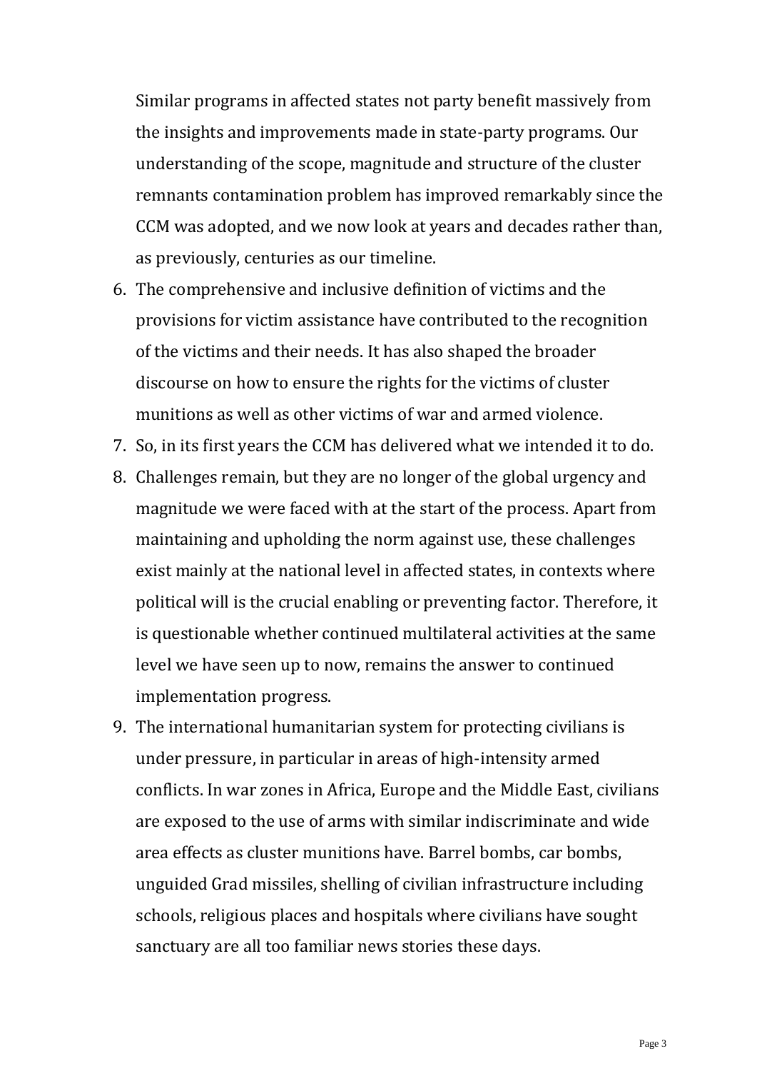Similar programs in affected states not party benefit massively from the insights and improvements made in state-party programs. Our understanding of the scope, magnitude and structure of the cluster remnants contamination problem has improved remarkably since the CCM was adopted, and we now look at years and decades rather than, as previously, centuries as our timeline.

6. The comprehensive and inclusive definition of victims and the provisions for victim assistance have contributed to the recognition of the victims and their needs. It has also shaped the broader discourse on how to ensure the rights for the victims of cluster munitions as well as other victims of war and armed violence.
7. So, in its first years the CCM has delivered what we intended it to do.
8. Challenges remain, but they are no longer of the global urgency and magnitude we were faced with at the start of the process. Apart from maintaining and upholding the norm against use, these challenges exist mainly at the national level in affected states, in contexts where political will is the crucial enabling or preventing factor. Therefore, it is questionable whether continued multilateral activities at the same level we have seen up to now, remains the answer to continued implementation progress.
9. The international humanitarian system for protecting civilians is under pressure, in particular in areas of high-intensity armed conflicts. In war zones in Africa, Europe and the Middle East, civilians are exposed to the use of arms with similar indiscriminate and wide area effects as cluster munitions have. Barrel bombs, car bombs, unguided Grad missiles, shelling of civilian infrastructure including schools, religious places and hospitals where civilians have sought sanctuary are all too familiar news stories these days.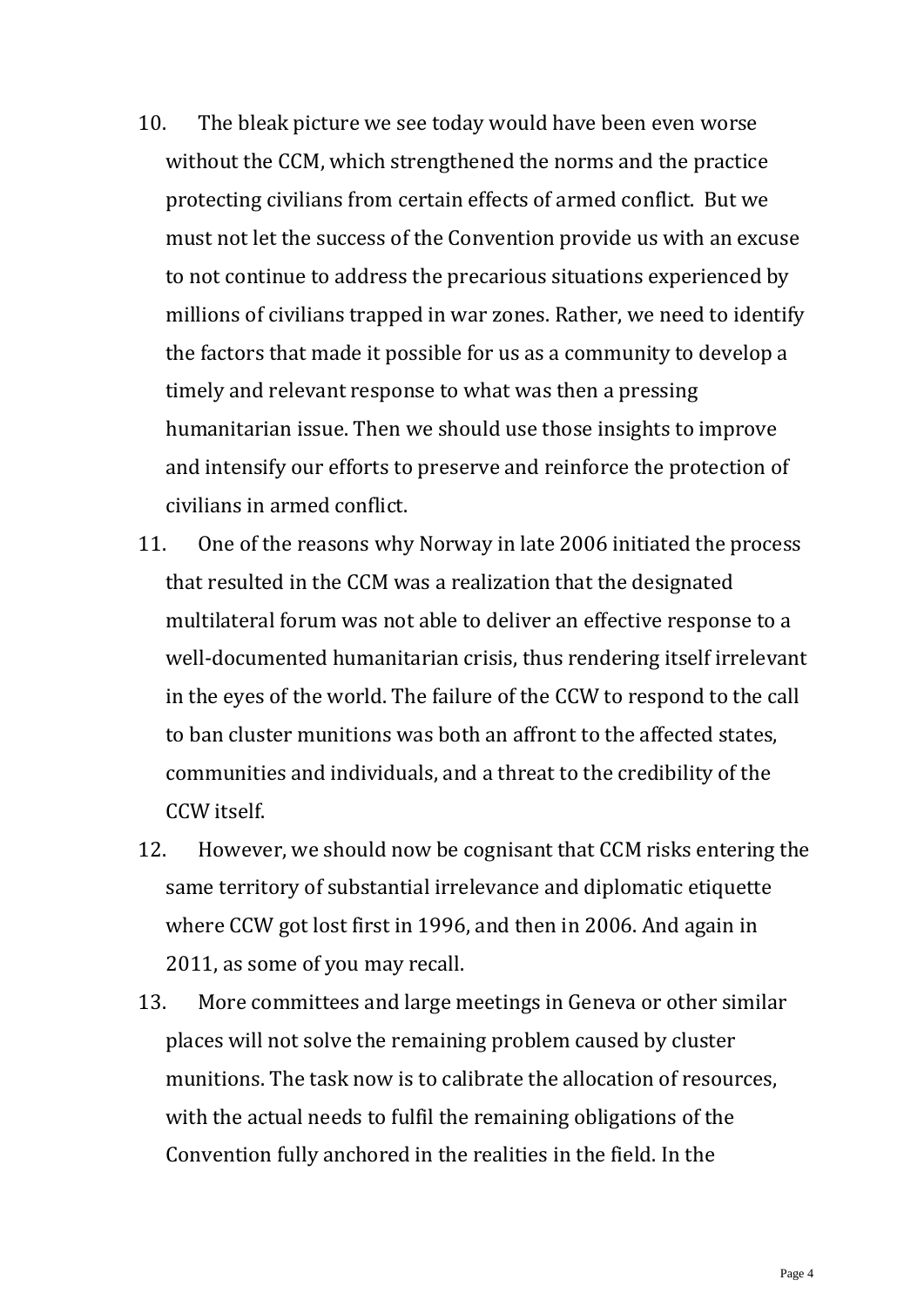10. The bleak picture we see today would have been even worse without the CCM, which strengthened the norms and the practice protecting civilians from certain effects of armed conflict. But we must not let the success of the Convention provide us with an excuse to not continue to address the precarious situations experienced by millions of civilians trapped in war zones. Rather, we need to identify the factors that made it possible for us as a community to develop a timely and relevant response to what was then a pressing humanitarian issue. Then we should use those insights to improve and intensify our efforts to preserve and reinforce the protection of civilians in armed conflict.
11. One of the reasons why Norway in late 2006 initiated the process that resulted in the CCM was a realization that the designated multilateral forum was not able to deliver an effective response to a well-documented humanitarian crisis, thus rendering itself irrelevant in the eyes of the world. The failure of the CCW to respond to the call to ban cluster munitions was both an affront to the affected states, communities and individuals, and a threat to the credibility of the CCW itself.
12. However, we should now be cognisant that CCM risks entering the same territory of substantial irrelevance and diplomatic etiquette where CCW got lost first in 1996, and then in 2006. And again in 2011, as some of you may recall.
13. More committees and large meetings in Geneva or other similar places will not solve the remaining problem caused by cluster munitions. The task now is to calibrate the allocation of resources, with the actual needs to fulfil the remaining obligations of the Convention fully anchored in the realities in the field. In the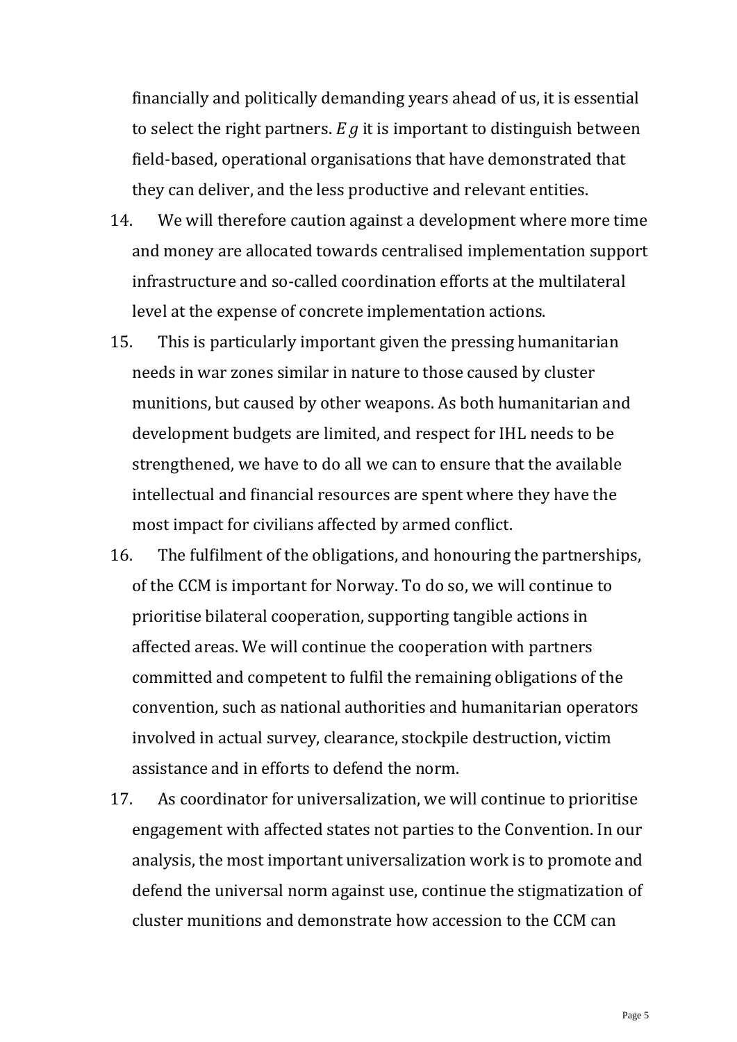financially and politically demanding years ahead of us, it is essential to select the right partners. *E g* it is important to distinguish between field-based, operational organisations that have demonstrated that they can deliver, and the less productive and relevant entities.

14. We will therefore caution against a development where more time and money are allocated towards centralised implementation support infrastructure and so-called coordination efforts at the multilateral level at the expense of concrete implementation actions.

15. This is particularly important given the pressing humanitarian needs in war zones similar in nature to those caused by cluster munitions, but caused by other weapons. As both humanitarian and development budgets are limited, and respect for IHL needs to be strengthened, we have to do all we can to ensure that the available intellectual and financial resources are spent where they have the most impact for civilians affected by armed conflict.

16. The fulfilment of the obligations, and honouring the partnerships, of the CCM is important for Norway. To do so, we will continue to prioritise bilateral cooperation, supporting tangible actions in affected areas. We will continue the cooperation with partners committed and competent to fulfil the remaining obligations of the convention, such as national authorities and humanitarian operators involved in actual survey, clearance, stockpile destruction, victim assistance and in efforts to defend the norm.

17. As coordinator for universalization, we will continue to prioritise engagement with affected states not parties to the Convention. In our analysis, the most important universalization work is to promote and defend the universal norm against use, continue the stigmatization of cluster munitions and demonstrate how accession to the CCM can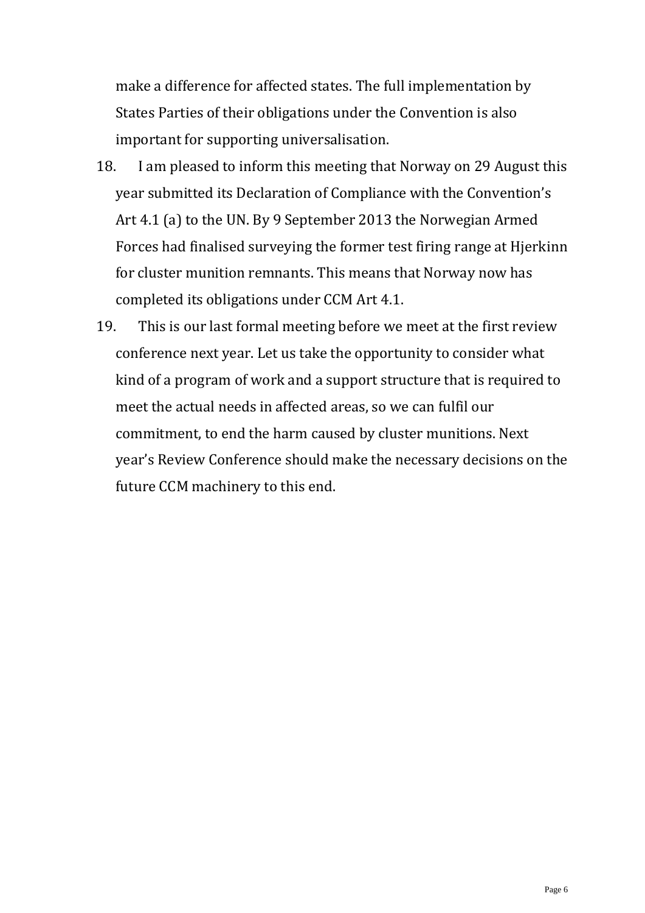make a difference for affected states. The full implementation by States Parties of their obligations under the Convention is also important for supporting universalisation.

18. I am pleased to inform this meeting that Norway on 29 August this year submitted its Declaration of Compliance with the Convention's Art 4.1 (a) to the UN. By 9 September 2013 the Norwegian Armed Forces had finalised surveying the former test firing range at Hjerkinn for cluster munition remnants. This means that Norway now has completed its obligations under CCM Art 4.1.

19. This is our last formal meeting before we meet at the first review conference next year. Let us take the opportunity to consider what kind of a program of work and a support structure that is required to meet the actual needs in affected areas, so we can fulfil our commitment, to end the harm caused by cluster munitions. Next year's Review Conference should make the necessary decisions on the future CCM machinery to this end.